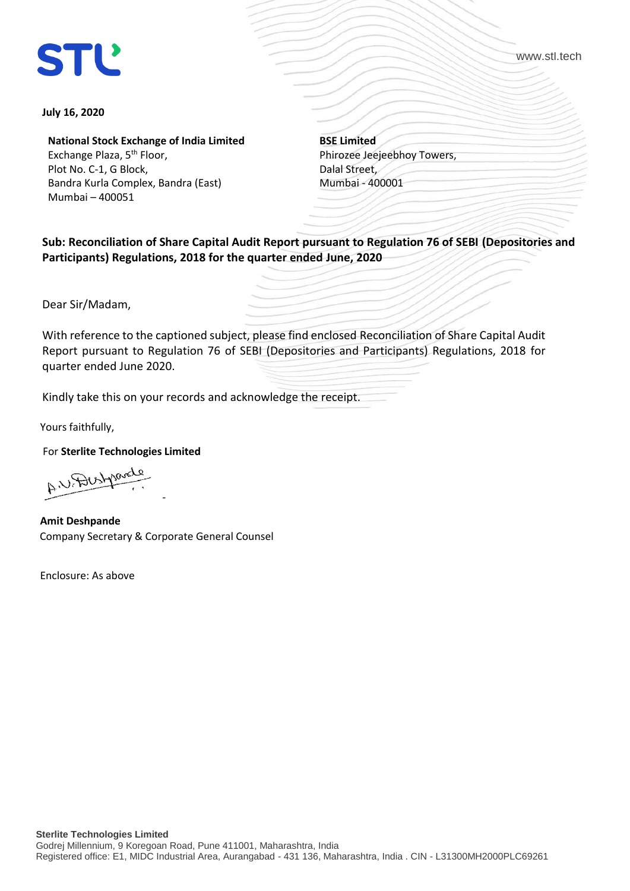STL

www.stl.tech

**July 16, 2020**

**National Stock Exchange of India Limited**
Exchange Plaza, 5th Floor,
Plot No. C-1, G Block,
Bandra Kurla Complex, Bandra (East)
Mumbai – 400051

**BSE Limited**
Phirozee Jeejeebhoy Towers,
Dalal Street,
Mumbai - 400001

**Sub: Reconciliation of Share Capital Audit Report pursuant to Regulation 76 of SEBI (Depositories and Participants) Regulations, 2018 for the quarter ended June, 2020**

Dear Sir/Madam,

With reference to the captioned subject, please find enclosed Reconciliation of Share Capital Audit Report pursuant to Regulation 76 of SEBI (Depositories and Participants) Regulations, 2018 for quarter ended June 2020.

Kindly take this on your records and acknowledge the receipt.

Yours faithfully,

For **Sterlite Technologies Limited**

A.V. Deshpande

**Amit Deshpande**
Company Secretary & Corporate General Counsel

Enclosure: As above

**Sterlite Technologies Limited**
Godrej Millennium, 9 Koregoan Road, Pune 411001, Maharashtra, India
Registered office: E1, MIDC Industrial Area, Aurangabad - 431 136, Maharashtra, India . CIN - L31300MH2000PLC69261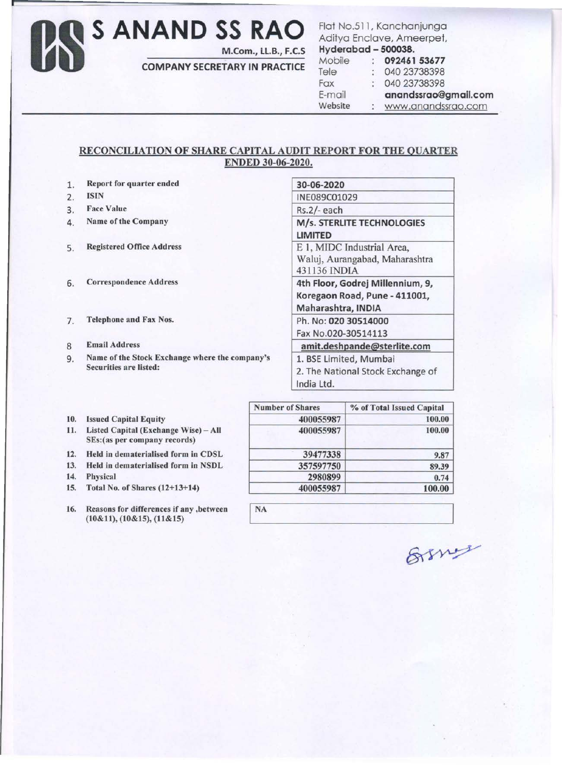# S ANAND SS RAO

M.Com., LL.B., F.C.S

COMPANY SECRETARY IN PRACTICE

Flat No.511, Kanchanjunga
Aditya Enclave, Ameerpet,
**Hyderabad – 500038.**

Mobile : **092461 53677**
Tele : 040 23738398
Fax : 040 23738398
E-mail **anandssrao@gmail.com**
Website : www.anandssrao.com

## RECONCILIATION OF SHARE CAPITAL AUDIT REPORT FOR THE QUARTER ENDED 30-06-2020.

| | | |
|---|---|---|
| 1. | Report for quarter ended | 30-06-2020 |
| 2. | ISIN | INE089C01029 |
| 3. | Face Value | Rs.2/- each |
| 4. | Name of the Company | **M/s. STERLITE TECHNOLOGIES LIMITED** |
| 5. | Registered Office Address | E 1, MIDC Industrial Area, Waluj, Aurangabad, Maharashtra 431136 INDIA |
| 6. | Correspondence Address | 4th Floor, Godrej Millennium, 9, Koregaon Road, Pune - 411001, Maharashtra, INDIA |
| 7. | Telephone and Fax Nos. | Ph. No: **020 30514000** Fax No.020-30514113 |
| 8 | Email Address | **amit.deshpande@sterlite.com** |
| 9. | Name of the Stock Exchange where the company's Securities are listed: | 1. BSE Limited, Mumbai 2. The National Stock Exchange of India Ltd. |

| | | Number of Shares | % of Total Issued Capital |
|---|---|---|---|
| 10. | Issued Capital Equity | 400055987 | 100.00 |
| 11. | Listed Capital (Exchange Wise) – All SEs:(as per company records) | 400055987 | 100.00 |
| 12. | Held in dematerialised form in CDSL | 39477338 | 9.87 |
| 13. | Held in dematerialised form in NSDL | 357597750 | 89.39 |
| 14. | Physical | 2980899 | 0.74 |
| 15. | Total No. of Shares (12+13+14) | 400055987 | 100.00 |

| | | |
|---|---|---|
| 16. | Reasons for differences if any ,between (10&11), (10&15), (11&15) | NA |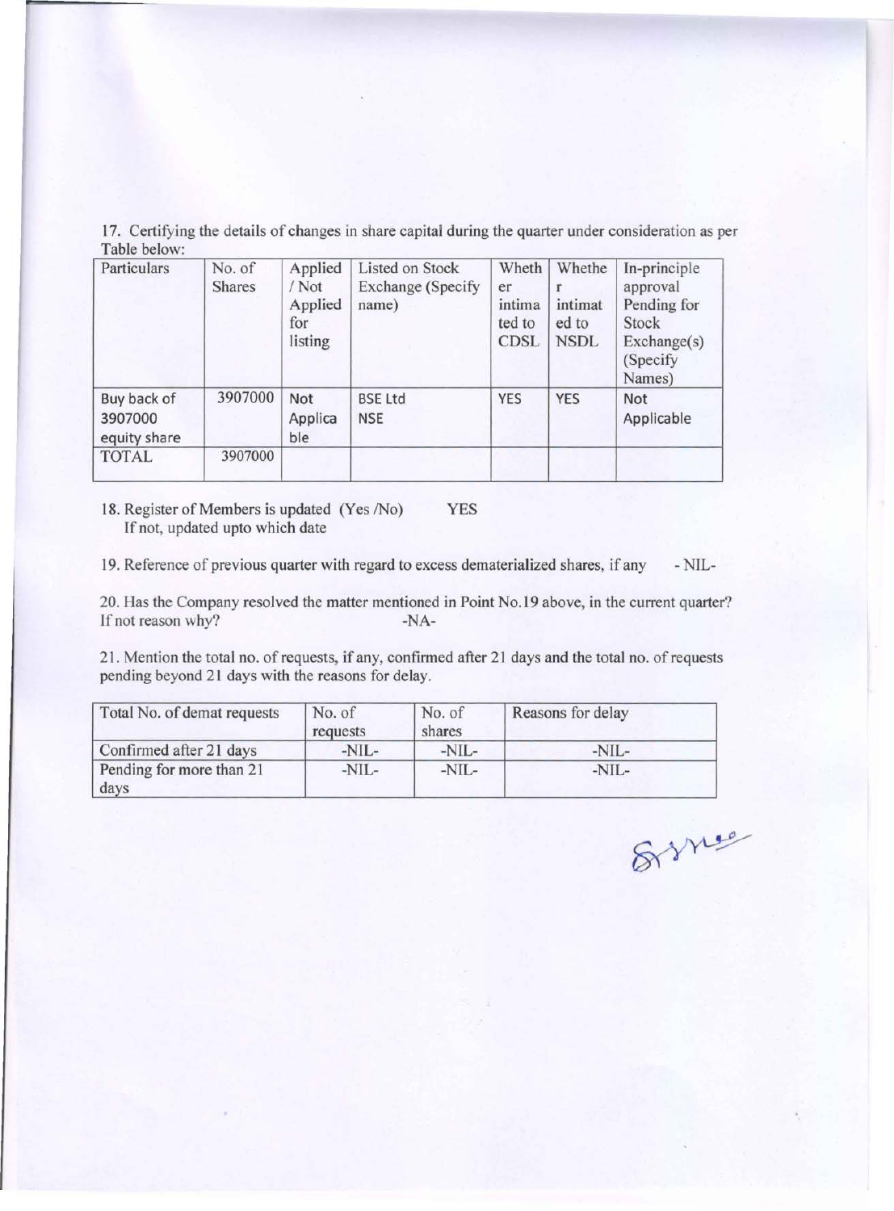17. Certifying the details of changes in share capital during the quarter under consideration as per Table below:

| Particulars | No. of Shares | Applied / Not Applied for listing | Listed on Stock Exchange (Specify name) | Whether intimated to CDSL | Whether intimated to NSDL | In-principle approval Pending for Stock Exchange(s) (Specify Names) |
|---|---|---|---|---|---|---|
| Buy back of 3907000 equity share | 3907000 | Not Applicable | BSE Ltd NSE | YES | YES | Not Applicable |
| TOTAL | 3907000 | | | | | |

18. Register of Members is updated (Yes /No) YES
If not, updated upto which date

19. Reference of previous quarter with regard to excess dematerialized shares, if any - NIL-

20. Has the Company resolved the matter mentioned in Point No.19 above, in the current quarter? If not reason why? -NA-

21. Mention the total no. of requests, if any, confirmed after 21 days and the total no. of requests pending beyond 21 days with the reasons for delay.

| Total No. of demat requests | No. of requests | No. of shares | Reasons for delay |
|---|---|---|---|
| Confirmed after 21 days | -NIL- | -NIL- | -NIL- |
| Pending for more than 21 days | -NIL- | -NIL- | -NIL- |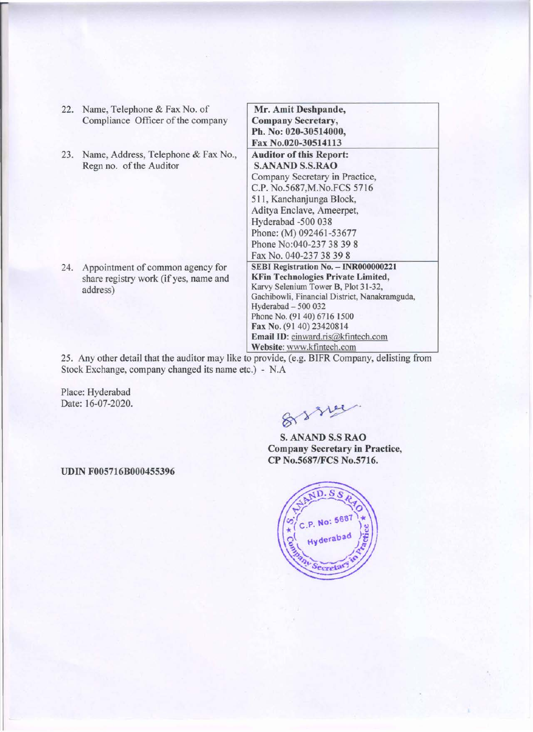| | | |
|---|---|---|
| 22. | Name, Telephone & Fax No. of Compliance Officer of the company | **Mr. Amit Deshpande,**<br>**Company Secretary,**<br>**Ph. No: 020-30514000,**<br>**Fax No.020-30514113** |
| 23. | Name, Address, Telephone & Fax No., Regn no. of the Auditor | **Auditor of this Report:**<br>**S.ANAND S.S.RAO**<br>Company Secretary in Practice,<br>C.P. No.5687,M.No.FCS 5716<br>511, Kanchanjunga Block,<br>Aditya Enclave, Ameerpet,<br>Hyderabad -500 038<br>Phone: (M) 092461-53677<br>Phone No:040-237 38 39 8<br>Fax No. 040-237 38 39 8 |
| 24. | Appointment of common agency for share registry work (if yes, name and address) | **SEBI Registration No. – INR000000221**<br>**KFin Technologies Private Limited,**<br>Karvy Selenium Tower B, Plot 31-32,<br>Gachibowli, Financial District, Nanakramguda,<br>Hyderabad – 500 032<br>Phone No. (91 40) 6716 1500<br>**Fax No.** (91 40) 23420814<br>**Email ID:** einward.ris@kfintech.com<br>**Website:** www.kfintech.com |

25. Any other detail that the auditor may like to provide, (e.g. BIFR Company, delisting from Stock Exchange, company changed its name etc.) - N.A

Place: Hyderabad
Date: 16-07-2020.

**S. ANAND S.S RAO**
**Company Secretary in Practice,**
**CP No.5687/FCS No.5716.**

**UDIN F005716B000455396**